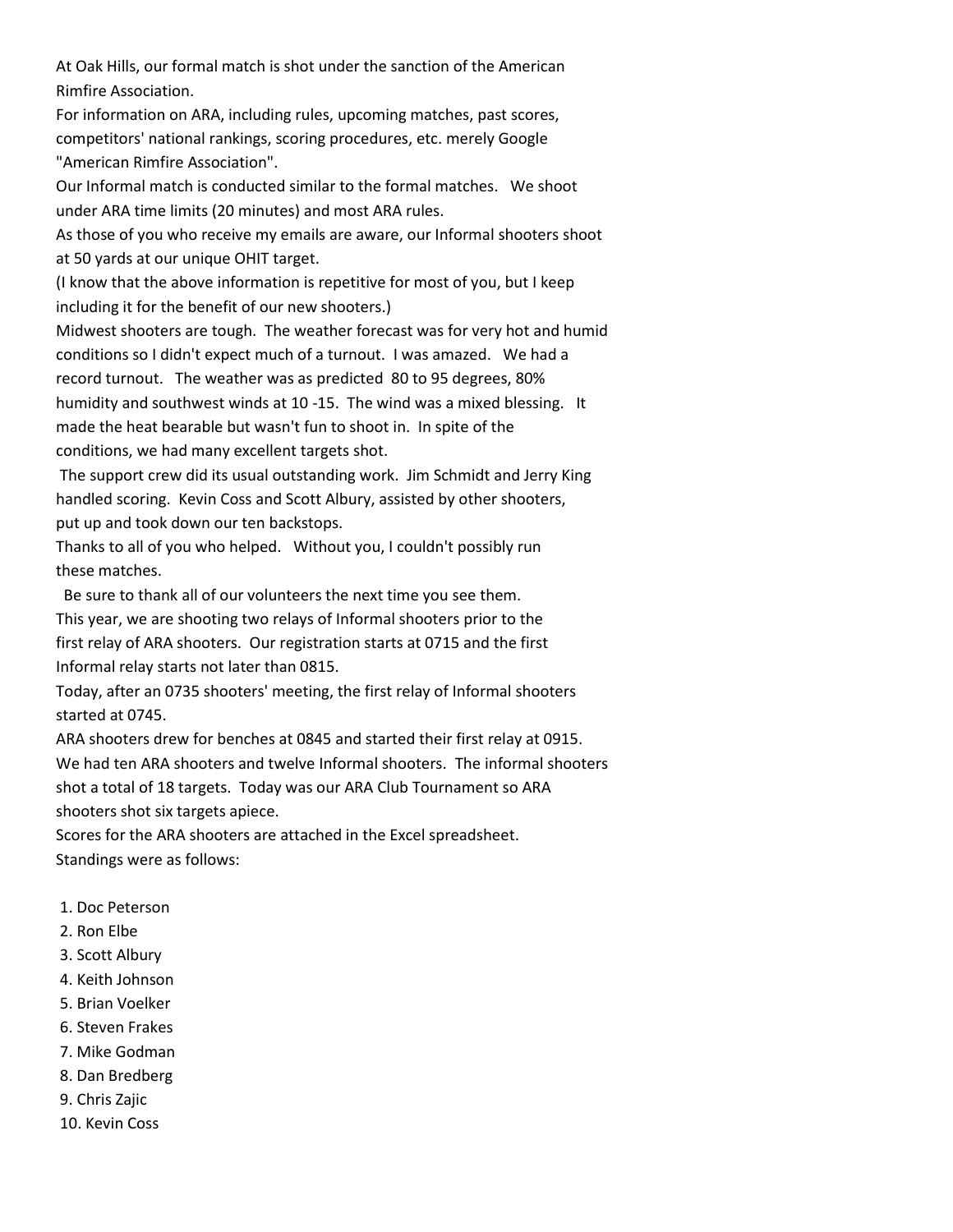At Oak Hills, our formal match is shot under the sanction of the American Rimfire Association.

For information on ARA, including rules, upcoming matches, past scores, competitors' national rankings, scoring procedures, etc. merely Google "American Rimfire Association".

Our Informal match is conducted similar to the formal matches. We shoot under ARA time limits (20 minutes) and most ARA rules.

As those of you who receive my emails are aware, our Informal shooters shoot at 50 yards at our unique OHIT target.

(I know that the above information is repetitive for most of you, but I keep including it for the benefit of our new shooters.)

Midwest shooters are tough. The weather forecast was for very hot and humid conditions so I didn't expect much of a turnout. I was amazed. We had a record turnout. The weather was as predicted 80 to 95 degrees, 80% humidity and southwest winds at 10 -15. The wind was a mixed blessing. It made the heat bearable but wasn't fun to shoot in. In spite of the conditions, we had many excellent targets shot.

The support crew did its usual outstanding work. Jim Schmidt and Jerry King handled scoring. Kevin Coss and Scott Albury, assisted by other shooters, put up and took down our ten backstops.

Thanks to all of you who helped. Without you, I couldn't possibly run these matches.

Be sure to thank all of our volunteers the next time you see them.

This year, we are shooting two relays of Informal shooters prior to the first relay of ARA shooters. Our registration starts at 0715 and the first Informal relay starts not later than 0815.

Today, after an 0735 shooters' meeting, the first relay of Informal shooters started at 0745.

ARA shooters drew for benches at 0845 and started their first relay at 0915.

We had ten ARA shooters and twelve Informal shooters. The informal shooters shot a total of 18 targets. Today was our ARA Club Tournament so ARA shooters shot six targets apiece.

Scores for the ARA shooters are attached in the Excel spreadsheet.

Standings were as follows:

1. Doc Peterson
2. Ron Elbe
3. Scott Albury
4. Keith Johnson
5. Brian Voelker
6. Steven Frakes
7. Mike Godman
8. Dan Bredberg
9. Chris Zajic
10. Kevin Coss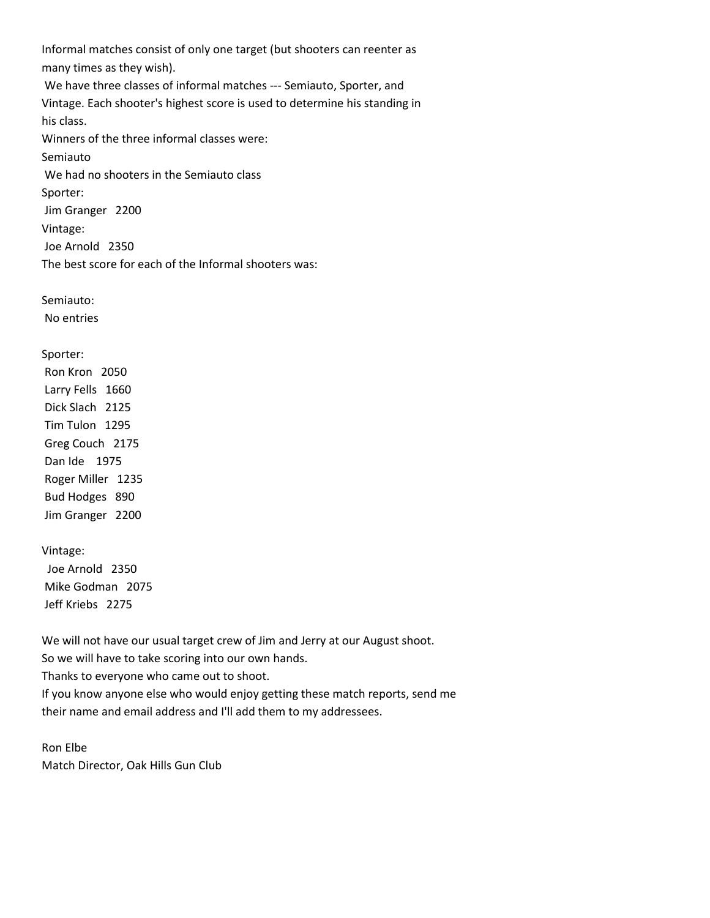Informal matches consist of only one target (but shooters can reenter as many times as they wish).

We have three classes of informal matches --- Semiauto, Sporter, and Vintage. Each shooter's highest score is used to determine his standing in his class.

Winners of the three informal classes were:

Semiauto

We had no shooters in the Semiauto class

Sporter:

Jim Granger 2200

Vintage:

Joe Arnold 2350

The best score for each of the Informal shooters was:

Semiauto:

No entries

Sporter:

Ron Kron 2050
Larry Fells 1660
Dick Slach 2125
Tim Tulon 1295
Greg Couch 2175
Dan Ide 1975
Roger Miller 1235
Bud Hodges 890
Jim Granger 2200

Vintage:

Joe Arnold 2350
Mike Godman 2075
Jeff Kriebs 2275

We will not have our usual target crew of Jim and Jerry at our August shoot.
So we will have to take scoring into our own hands.
Thanks to everyone who came out to shoot.
If you know anyone else who would enjoy getting these match reports, send me their name and email address and I'll add them to my addressees.

Ron Elbe
Match Director, Oak Hills Gun Club